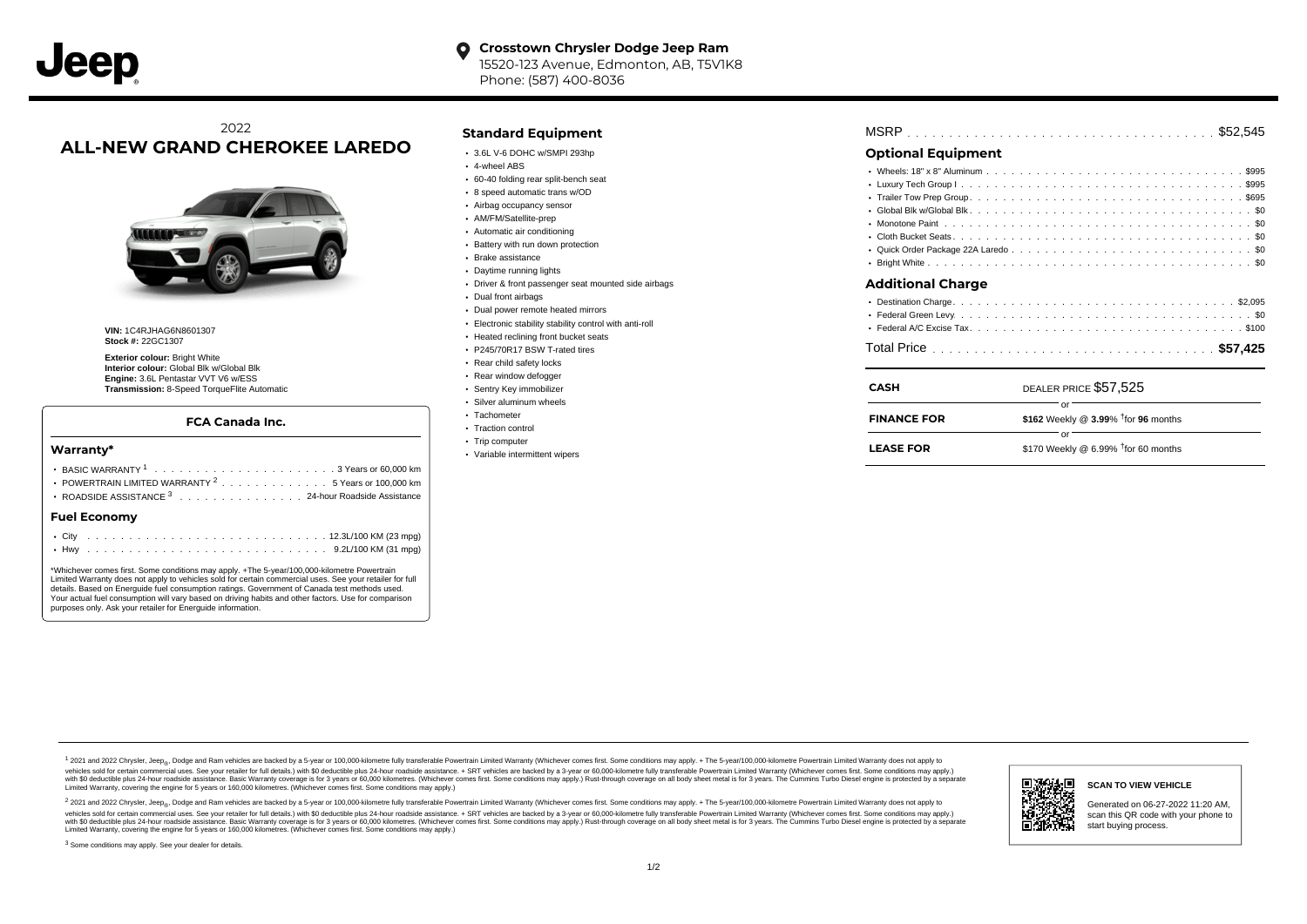**Crosstown Chrysler Dodge Jeep Ram**
15520-123 Avenue, Edmonton, AB, T5V1K8
Phone: (587) 400-8036

2022
# ALL-NEW GRAND CHEROKEE LAREDO

**VIN:** 1C4RJHAG6N8601307
**Stock #:** 22GC1307

**Exterior colour:** Bright White
**Interior colour:** Global Blk w/Global Blk
**Engine:** 3.6L Pentastar VVT V6 w/ESS
**Transmission:** 8-Speed TorqueFlite Automatic

### FCA Canada Inc.

#### Warranty*

- BASIC WARRANTY [1] . . . . . 3 Years or 60,000 km
- POWERTRAIN LIMITED WARRANTY [2] . . . . . 5 Years or 100,000 km
- ROADSIDE ASSISTANCE [3] . . . . . 24-hour Roadside Assistance

#### Fuel Economy

- City . . . . . 12.3L/100 KM (23 mpg)
- Hwy . . . . . 9.2L/100 KM (31 mpg)

*Whichever comes first. Some conditions may apply. +The 5-year/100,000-kilometre Powertrain Limited Warranty does not apply to vehicles sold for certain commercial uses. See your retailer for full details. Based on Energuide fuel consumption ratings. Government of Canada test methods used. Your actual fuel consumption will vary based on driving habits and other factors. Use for comparison purposes only. Ask your retailer for Energuide information.

## Standard Equipment

- 3.6L V-6 DOHC w/SMPI 293hp
- 4-wheel ABS
- 60-40 folding rear split-bench seat
- 8 speed automatic trans w/OD
- Airbag occupancy sensor
- AM/FM/Satellite-prep
- Automatic air conditioning
- Battery with run down protection
- Brake assistance
- Daytime running lights
- Driver & front passenger seat mounted side airbags
- Dual front airbags
- Dual power remote heated mirrors
- Electronic stability stability control with anti-roll
- Heated reclining front bucket seats
- P245/70R17 BSW T-rated tires
- Rear child safety locks
- Rear window defogger
- Sentry Key immobilizer
- Silver aluminum wheels
- Tachometer
- Traction control
- Trip computer
- Variable intermittent wipers

MSRP . . . . . $52,545

## Optional Equipment

- Wheels: 18" x 8" Aluminum . . . . . $995
- Luxury Tech Group I . . . . . $995
- Trailer Tow Prep Group . . . . . $695
- Global Blk w/Global Blk . . . . . $0
- Monotone Paint . . . . . $0
- Cloth Bucket Seats . . . . . $0
- Quick Order Package 22A Laredo . . . . . $0
- Bright White . . . . . $0

## Additional Charge

- Destination Charge . . . . . $2,095
- Federal Green Levy . . . . . $0
- Federal A/C Excise Tax . . . . . $100

Total Price . . . . . **$57,425**

| | |
|---|---|
| **CASH** | DEALER PRICE $57,525 |
| | or |
| **FINANCE FOR** | **$162** Weekly @ **3.99**% †for **96** months |
| | or |
| **LEASE FOR** | $170 Weekly @ 6.99% †for 60 months |

[1] 2021 and 2022 Chrysler, Jeep®, Dodge and Ram vehicles are backed by a 5-year or 100,000-kilometre fully transferable Powertrain Limited Warranty (Whichever comes first. Some conditions may apply. + The 5-year/100,000-kilometre Powertrain Limited Warranty does not apply to vehicles sold for certain commercial uses. See your retailer for full details.) with $0 deductible plus 24-hour roadside assistance. + SRT vehicles are backed by a 3-year or 60,000-kilometre fully transferable Powertrain Limited Warranty (Whichever comes first. Some conditions may apply.) with $0 deductible plus 24-hour roadside assistance. Basic Warranty coverage is for 3 years or 60,000 kilometres. (Whichever comes first. Some conditions may apply.) Rust-through coverage on all body sheet metal is for 3 years. The Cummins Turbo Diesel engine is protected by a separate Limited Warranty, covering the engine for 5 years or 160,000 kilometres. (Whichever comes first. Some conditions may apply.)

[2] 2021 and 2022 Chrysler, Jeep®, Dodge and Ram vehicles are backed by a 5-year or 100,000-kilometre fully transferable Powertrain Limited Warranty (Whichever comes first. Some conditions may apply. + The 5-year/100,000-kilometre Powertrain Limited Warranty does not apply to vehicles sold for certain commercial uses. See your retailer for full details.) with $0 deductible plus 24-hour roadside assistance. + SRT vehicles are backed by a 3-year or 60,000-kilometre fully transferable Powertrain Limited Warranty (Whichever comes first. Some conditions may apply.) with $0 deductible plus 24-hour roadside assistance. Basic Warranty coverage is for 3 years or 60,000 kilometres. (Whichever comes first. Some conditions may apply.) Rust-through coverage on all body sheet metal is for 3 years. The Cummins Turbo Diesel engine is protected by a separate Limited Warranty, covering the engine for 5 years or 160,000 kilometres. (Whichever comes first. Some conditions may apply.)

[3] Some conditions may apply. See your dealer for details.

**SCAN TO VIEW VEHICLE**

Generated on 06-27-2022 11:20 AM, scan this QR code with your phone to start buying process.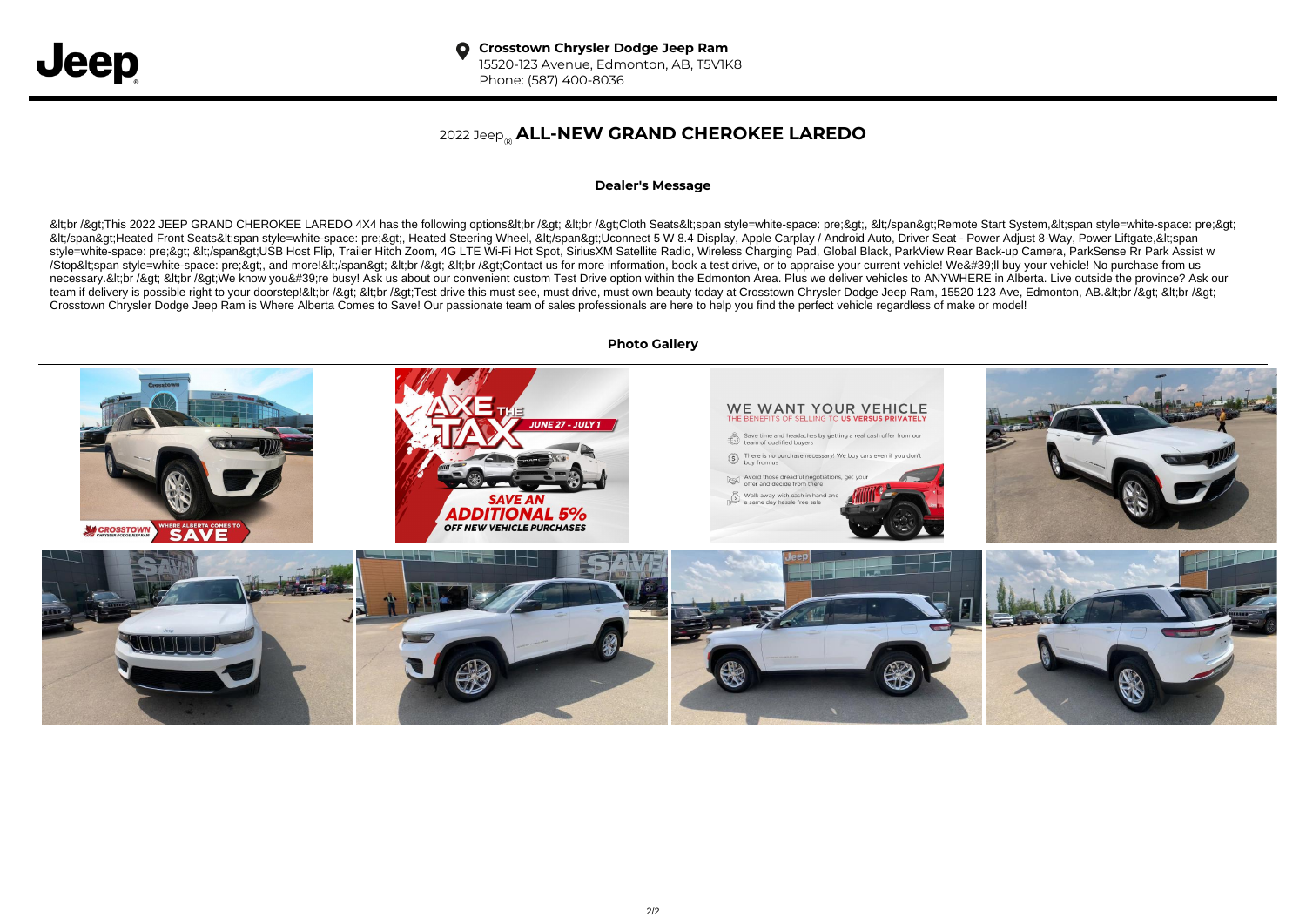**Crosstown Chrysler Dodge Jeep Ram**
15520-123 Avenue, Edmonton, AB, T5V1K8
Phone: (587) 400-8036

# 2022 Jeep® ALL-NEW GRAND CHEROKEE LAREDO

## Dealer's Message

&lt;br /&gt;This 2022 JEEP GRAND CHEROKEE LAREDO 4X4 has the following options&lt;br /&gt; &lt;br /&gt;Cloth Seats&lt;span style=white-space: pre;&gt;, &lt;/span&gt;Remote Start System,&lt;span style=white-space: pre;&gt; &lt;/span&gt;Heated Front Seats&lt;span style=white-space: pre;&gt;, Heated Steering Wheel, &lt;/span&gt;Uconnect 5 W 8.4 Display, Apple Carplay / Android Auto, Driver Seat - Power Adjust 8-Way, Power Liftgate,&lt;span style=white-space: pre;&gt; &lt;/span&gt;USB Host Flip, Trailer Hitch Zoom, 4G LTE Wi-Fi Hot Spot, SiriusXM Satellite Radio, Wireless Charging Pad, Global Black, ParkView Rear Back-up Camera, ParkSense Rr Park Assist w /Stop&lt;span style=white-space: pre;&gt;, and more!&lt;/span&gt; &lt;br /&gt; &lt;br /&gt;Contact us for more information, book a test drive, or to appraise your current vehicle! We&#39;ll buy your vehicle! No purchase from us necessary.&lt;br /&gt; &lt;br /&gt;We know you&#39;re busy! Ask us about our convenient custom Test Drive option within the Edmonton Area. Plus we deliver vehicles to ANYWHERE in Alberta. Live outside the province? Ask our team if delivery is possible right to your doorstep!&lt;br /&gt; &lt;br /&gt;Test drive this must see, must drive, must own beauty today at Crosstown Chrysler Dodge Jeep Ram, 15520 123 Ave, Edmonton, AB.&lt;br /&gt; &lt;br /&gt; Crosstown Chrysler Dodge Jeep Ram is Where Alberta Comes to Save! Our passionate team of sales professionals are here to help you find the perfect vehicle regardless of make or model!

## Photo Gallery